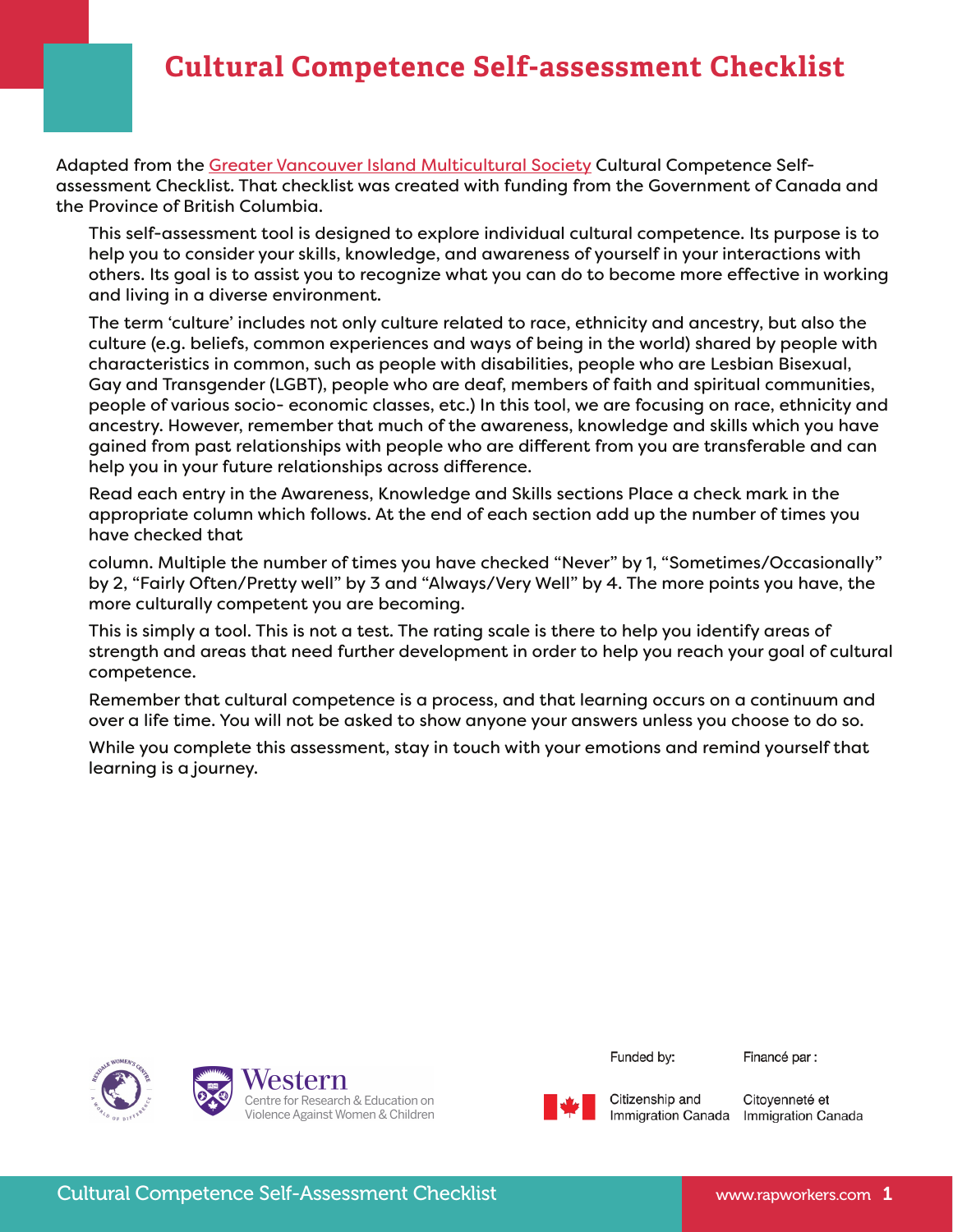# Cultural Competence Self-assessment Checklist

Adapted from the [Greater Vancouver Island Multicultural Society] Cultural Competence Self-assessment Checklist. That checklist was created with funding from the Government of Canada and the Province of British Columbia.

This self-assessment tool is designed to explore individual cultural competence. Its purpose is to help you to consider your skills, knowledge, and awareness of yourself in your interactions with others. Its goal is to assist you to recognize what you can do to become more effective in working and living in a diverse environment.

The term 'culture' includes not only culture related to race, ethnicity and ancestry, but also the culture (e.g. beliefs, common experiences and ways of being in the world) shared by people with characteristics in common, such as people with disabilities, people who are Lesbian Bisexual, Gay and Transgender (LGBT), people who are deaf, members of faith and spiritual communities, people of various socio- economic classes, etc.) In this tool, we are focusing on race, ethnicity and ancestry. However, remember that much of the awareness, knowledge and skills which you have gained from past relationships with people who are different from you are transferable and can help you in your future relationships across difference.

Read each entry in the Awareness, Knowledge and Skills sections Place a check mark in the appropriate column which follows. At the end of each section add up the number of times you have checked that

column. Multiple the number of times you have checked "Never" by 1, "Sometimes/Occasionally" by 2, "Fairly Often/Pretty well" by 3 and "Always/Very Well" by 4. The more points you have, the more culturally competent you are becoming.

This is simply a tool. This is not a test. The rating scale is there to help you identify areas of strength and areas that need further development in order to help you reach your goal of cultural competence.

Remember that cultural competence is a process, and that learning occurs on a continuum and over a life time. You will not be asked to show anyone your answers unless you choose to do so.

While you complete this assessment, stay in touch with your emotions and remind yourself that learning is a journey.

Western Centre for Research & Education on Violence Against Women & Children

Funded by: Citizenship and Immigration Canada

Financé par : Citoyenneté et Immigration Canada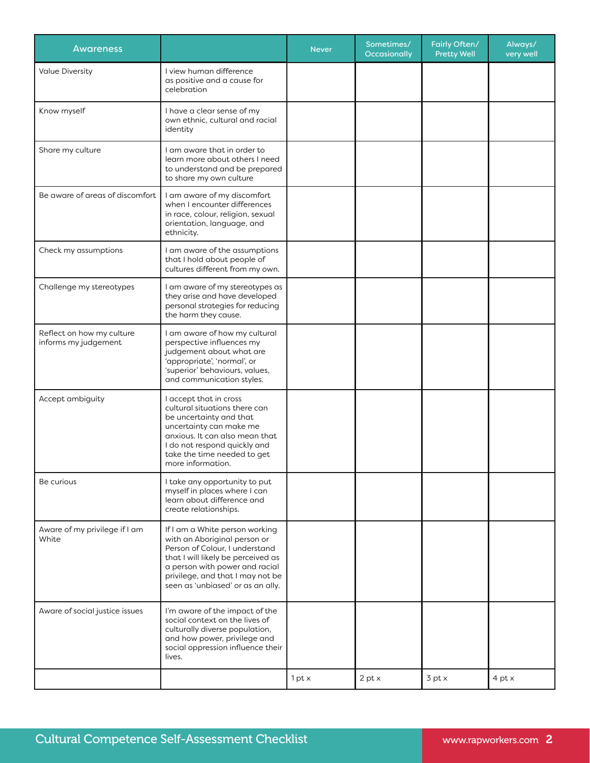| Awareness | | Never | Sometimes/ Occasionally | Fairly Often/ Pretty Well | Always/ very well |
|---|---|---|---|---|---|
| Value Diversity | I view human difference as positive and a cause for celebration | | | | |
| Know myself | I have a clear sense of my own ethnic, cultural and racial identity | | | | |
| Share my culture | I am aware that in order to learn more about others I need to understand and be prepared to share my own culture | | | | |
| Be aware of areas of discomfort | I am aware of my discomfort when I encounter differences in race, colour, religion, sexual orientation, language, and ethnicity. | | | | |
| Check my assumptions | I am aware of the assumptions that I hold about people of cultures different from my own. | | | | |
| Challenge my stereotypes | I am aware of my stereotypes as they arise and have developed personal strategies for reducing the harm they cause. | | | | |
| Reflect on how my culture informs my judgement | I am aware of how my cultural perspective influences my judgement about what are 'appropriate', 'normal', or 'superior' behaviours, values, and communication styles. | | | | |
| Accept ambiguity | I accept that in cross cultural situations there can be uncertainty and that uncertainty can make me anxious. It can also mean that I do not respond quickly and take the time needed to get more information. | | | | |
| Be curious | I take any opportunity to put myself in places where I can learn about difference and create relationships. | | | | |
| Aware of my privilege if I am White | If I am a White person working with an Aboriginal person or Person of Colour, I understand that I will likely be perceived as a person with power and racial privilege, and that I may not be seen as 'unbiased' or as an ally. | | | | |
| Aware of social justice issues | I'm aware of the impact of the social context on the lives of culturally diverse population, and how power, privilege and social oppression influence their lives. | | | | |
| | | 1 pt x | 2 pt x | 3 pt x | 4 pt x |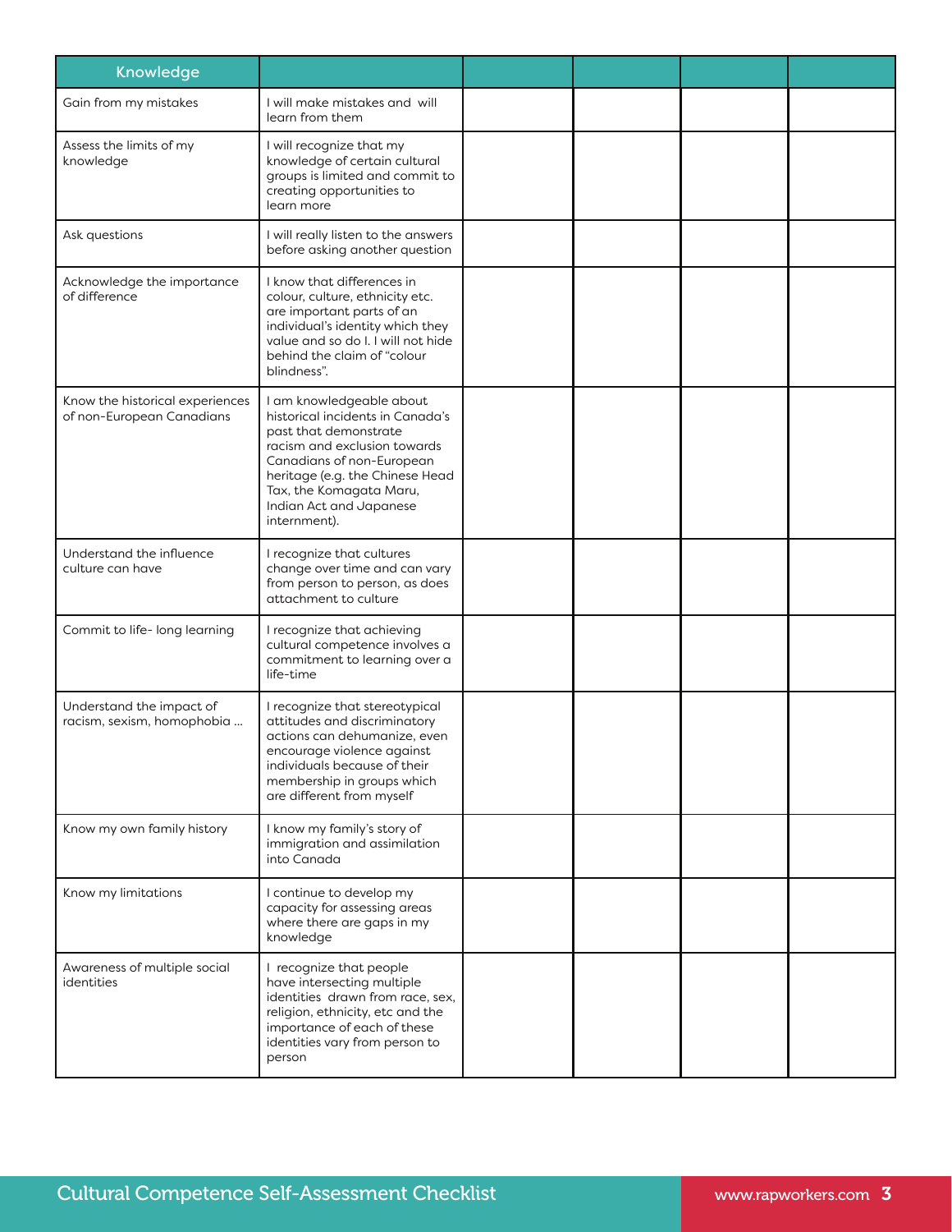| Knowledge | | | | | |
|---|---|---|---|---|---|
| Gain from my mistakes | I will make mistakes and will learn from them | | | | |
| Assess the limits of my knowledge | I will recognize that my knowledge of certain cultural groups is limited and commit to creating opportunities to learn more | | | | |
| Ask questions | I will really listen to the answers before asking another question | | | | |
| Acknowledge the importance of difference | I know that differences in colour, culture, ethnicity etc. are important parts of an individual's identity which they value and so do I. I will not hide behind the claim of "colour blindness". | | | | |
| Know the historical experiences of non-European Canadians | I am knowledgeable about historical incidents in Canada's past that demonstrate racism and exclusion towards Canadians of non-European heritage (e.g. the Chinese Head Tax, the Komagata Maru, Indian Act and Japanese internment). | | | | |
| Understand the influence culture can have | I recognize that cultures change over time and can vary from person to person, as does attachment to culture | | | | |
| Commit to life- long learning | I recognize that achieving cultural competence involves a commitment to learning over a life-time | | | | |
| Understand the impact of racism, sexism, homophobia ... | I recognize that stereotypical attitudes and discriminatory actions can dehumanize, even encourage violence against individuals because of their membership in groups which are different from myself | | | | |
| Know my own family history | I know my family's story of immigration and assimilation into Canada | | | | |
| Know my limitations | I continue to develop my capacity for assessing areas where there are gaps in my knowledge | | | | |
| Awareness of multiple social identities | I recognize that people have intersecting multiple identities drawn from race, sex, religion, ethnicity, etc and the importance of each of these identities vary from person to person | | | | |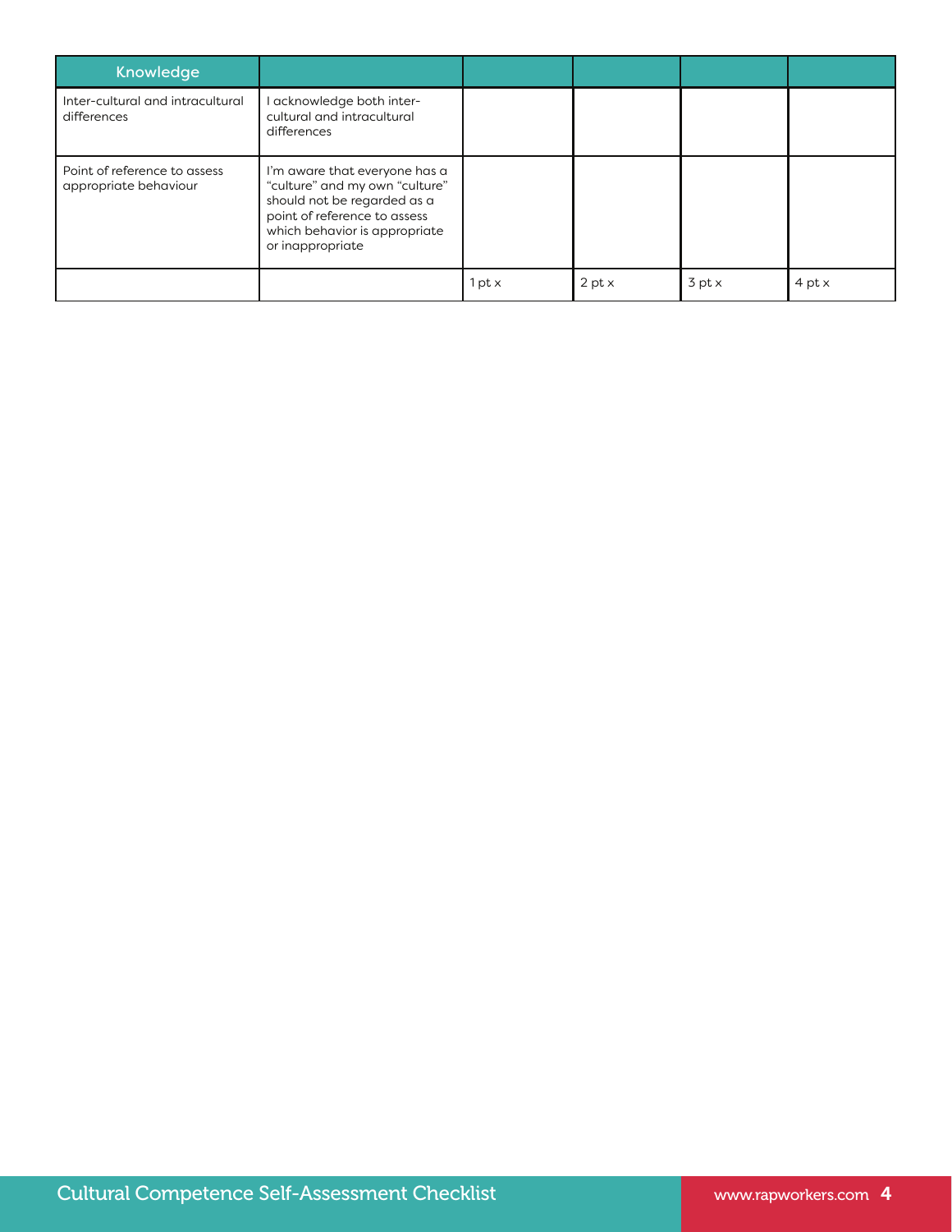| Knowledge | | | | | |
|---|---|---|---|---|---|
| Inter-cultural and intracultural differences | I acknowledge both inter-cultural and intracultural differences | | | | |
| Point of reference to assess appropriate behaviour | I'm aware that everyone has a "culture" and my own "culture" should not be regarded as a point of reference to assess which behavior is appropriate or inappropriate | | | | |
| | | 1 pt x | 2 pt x | 3 pt x | 4 pt x |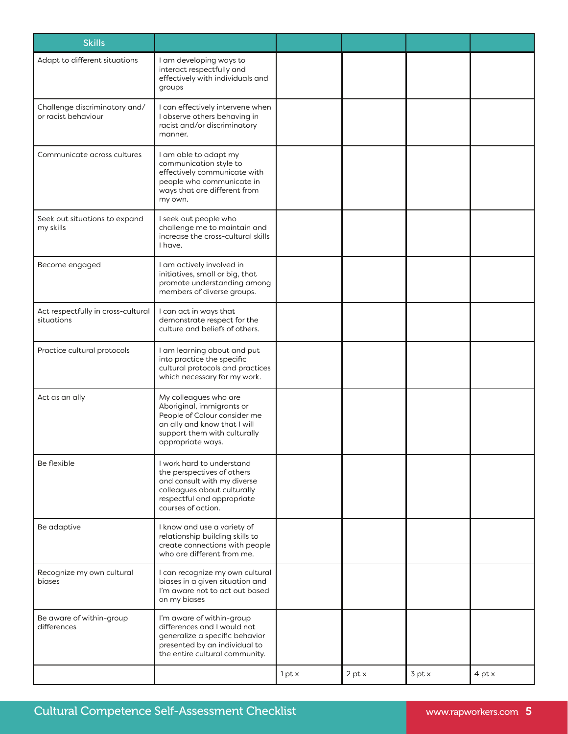| Skills | | | | | |
|---|---|---|---|---|---|
| Adapt to different situations | I am developing ways to interact respectfully and effectively with individuals and groups | | | | |
| Challenge discriminatory and/or racist behaviour | I can effectively intervene when I observe others behaving in racist and/or discriminatory manner. | | | | |
| Communicate across cultures | I am able to adapt my communication style to effectively communicate with people who communicate in ways that are different from my own. | | | | |
| Seek out situations to expand my skills | I seek out people who challenge me to maintain and increase the cross-cultural skills I have. | | | | |
| Become engaged | I am actively involved in initiatives, small or big, that promote understanding among members of diverse groups. | | | | |
| Act respectfully in cross-cultural situations | I can act in ways that demonstrate respect for the culture and beliefs of others. | | | | |
| Practice cultural protocols | I am learning about and put into practice the specific cultural protocols and practices which necessary for my work. | | | | |
| Act as an ally | My colleagues who are Aboriginal, immigrants or People of Colour consider me an ally and know that I will support them with culturally appropriate ways. | | | | |
| Be flexible | I work hard to understand the perspectives of others and consult with my diverse colleagues about culturally respectful and appropriate courses of action. | | | | |
| Be adaptive | I know and use a variety of relationship building skills to create connections with people who are different from me. | | | | |
| Recognize my own cultural biases | I can recognize my own cultural biases in a given situation and I'm aware not to act out based on my biases | | | | |
| Be aware of within-group differences | I'm aware of within-group differences and I would not generalize a specific behavior presented by an individual to the entire cultural community. | | | | |
| | | 1 pt x | 2 pt x | 3 pt x | 4 pt x |